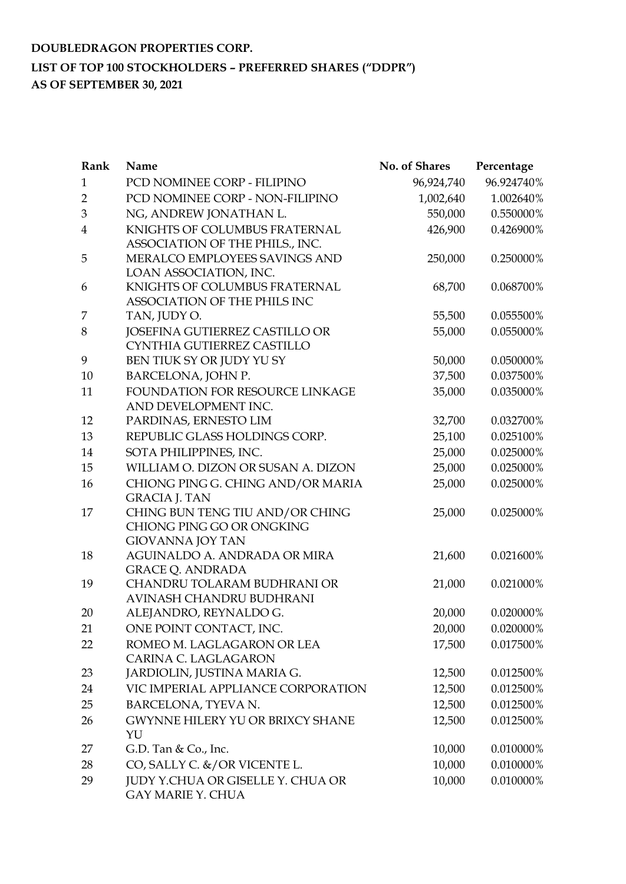**DOUBLEDRAGON PROPERTIES CORP.**

**LIST OF TOP 100 STOCKHOLDERS – PREFERRED SHARES ("DDPR")**

**AS OF SEPTEMBER 30, 2021**

| Rank | Name | No. of Shares | Percentage |
|---|---|---|---|
| 1 | PCD NOMINEE CORP - FILIPINO | 96,924,740 | 96.924740% |
| 2 | PCD NOMINEE CORP - NON-FILIPINO | 1,002,640 | 1.002640% |
| 3 | NG, ANDREW JONATHAN L. | 550,000 | 0.550000% |
| 4 | KNIGHTS OF COLUMBUS FRATERNAL ASSOCIATION OF THE PHILS., INC. | 426,900 | 0.426900% |
| 5 | MERALCO EMPLOYEES SAVINGS AND LOAN ASSOCIATION, INC. | 250,000 | 0.250000% |
| 6 | KNIGHTS OF COLUMBUS FRATERNAL ASSOCIATION OF THE PHILS INC | 68,700 | 0.068700% |
| 7 | TAN, JUDY O. | 55,500 | 0.055500% |
| 8 | JOSEFINA GUTIERREZ CASTILLO OR CYNTHIA GUTIERREZ CASTILLO | 55,000 | 0.055000% |
| 9 | BEN TIUK SY OR JUDY YU SY | 50,000 | 0.050000% |
| 10 | BARCELONA, JOHN P. | 37,500 | 0.037500% |
| 11 | FOUNDATION FOR RESOURCE LINKAGE AND DEVELOPMENT INC. | 35,000 | 0.035000% |
| 12 | PARDINAS, ERNESTO LIM | 32,700 | 0.032700% |
| 13 | REPUBLIC GLASS HOLDINGS CORP. | 25,100 | 0.025100% |
| 14 | SOTA PHILIPPINES, INC. | 25,000 | 0.025000% |
| 15 | WILLIAM O. DIZON OR SUSAN A. DIZON | 25,000 | 0.025000% |
| 16 | CHIONG PING G. CHING AND/OR MARIA GRACIA J. TAN | 25,000 | 0.025000% |
| 17 | CHING BUN TENG TIU AND/OR CHING CHIONG PING GO OR ONGKING GIOVANNA JOY TAN | 25,000 | 0.025000% |
| 18 | AGUINALDO A. ANDRADA OR MIRA GRACE Q. ANDRADA | 21,600 | 0.021600% |
| 19 | CHANDRU TOLARAM BUDHRANI OR AVINASH CHANDRU BUDHRANI | 21,000 | 0.021000% |
| 20 | ALEJANDRO, REYNALDO G. | 20,000 | 0.020000% |
| 21 | ONE POINT CONTACT, INC. | 20,000 | 0.020000% |
| 22 | ROMEO M. LAGLAGARON OR LEA CARINA C. LAGLAGARON | 17,500 | 0.017500% |
| 23 | JARDIOLIN, JUSTINA MARIA G. | 12,500 | 0.012500% |
| 24 | VIC IMPERIAL APPLIANCE CORPORATION | 12,500 | 0.012500% |
| 25 | BARCELONA, TYEVA N. | 12,500 | 0.012500% |
| 26 | GWYNNE HILERY YU OR BRIXCY SHANE YU | 12,500 | 0.012500% |
| 27 | G.D. Tan & Co., Inc. | 10,000 | 0.010000% |
| 28 | CO, SALLY C. &/OR VICENTE L. | 10,000 | 0.010000% |
| 29 | JUDY Y.CHUA OR GISELLE Y. CHUA OR GAY MARIE Y. CHUA | 10,000 | 0.010000% |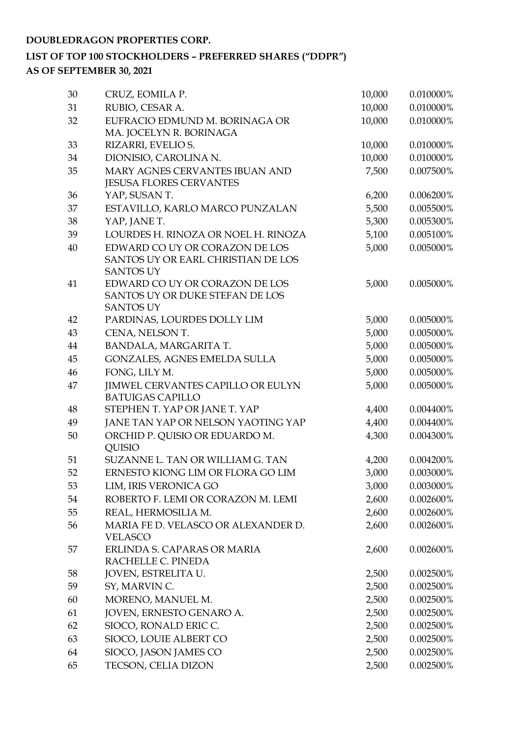**DOUBLEDRAGON PROPERTIES CORP.**

**LIST OF TOP 100 STOCKHOLDERS – PREFERRED SHARES ("DDPR")**

**AS OF SEPTEMBER 30, 2021**

| | | | |
|---|---|---|---|
| 30 | CRUZ, EOMILA P. | 10,000 | 0.010000% |
| 31 | RUBIO, CESAR A. | 10,000 | 0.010000% |
| 32 | EUFRACIO EDMUND M. BORINAGA OR MA. JOCELYN R. BORINAGA | 10,000 | 0.010000% |
| 33 | RIZARRI, EVELIO S. | 10,000 | 0.010000% |
| 34 | DIONISIO, CAROLINA N. | 10,000 | 0.010000% |
| 35 | MARY AGNES CERVANTES IBUAN AND JESUSA FLORES CERVANTES | 7,500 | 0.007500% |
| 36 | YAP, SUSAN T. | 6,200 | 0.006200% |
| 37 | ESTAVILLO, KARLO MARCO PUNZALAN | 5,500 | 0.005500% |
| 38 | YAP, JANE T. | 5,300 | 0.005300% |
| 39 | LOURDES H. RINOZA OR NOEL H. RINOZA | 5,100 | 0.005100% |
| 40 | EDWARD CO UY OR CORAZON DE LOS SANTOS UY OR EARL CHRISTIAN DE LOS SANTOS UY | 5,000 | 0.005000% |
| 41 | EDWARD CO UY OR CORAZON DE LOS SANTOS UY OR DUKE STEFAN DE LOS SANTOS UY | 5,000 | 0.005000% |
| 42 | PARDINAS, LOURDES DOLLY LIM | 5,000 | 0.005000% |
| 43 | CENA, NELSON T. | 5,000 | 0.005000% |
| 44 | BANDALA, MARGARITA T. | 5,000 | 0.005000% |
| 45 | GONZALES, AGNES EMELDA SULLA | 5,000 | 0.005000% |
| 46 | FONG, LILY M. | 5,000 | 0.005000% |
| 47 | JIMWEL CERVANTES CAPILLO OR EULYN BATUIGAS CAPILLO | 5,000 | 0.005000% |
| 48 | STEPHEN T. YAP OR JANE T. YAP | 4,400 | 0.004400% |
| 49 | JANE TAN YAP OR NELSON YAOTING YAP | 4,400 | 0.004400% |
| 50 | ORCHID P. QUISIO OR EDUARDO M. QUISIO | 4,300 | 0.004300% |
| 51 | SUZANNE L. TAN OR WILLIAM G. TAN | 4,200 | 0.004200% |
| 52 | ERNESTO KIONG LIM OR FLORA GO LIM | 3,000 | 0.003000% |
| 53 | LIM, IRIS VERONICA GO | 3,000 | 0.003000% |
| 54 | ROBERTO F. LEMI OR CORAZON M. LEMI | 2,600 | 0.002600% |
| 55 | REAL, HERMOSILIA M. | 2,600 | 0.002600% |
| 56 | MARIA FE D. VELASCO OR ALEXANDER D. VELASCO | 2,600 | 0.002600% |
| 57 | ERLINDA S. CAPARAS OR MARIA RACHELLE C. PINEDA | 2,600 | 0.002600% |
| 58 | JOVEN, ESTRELITA U. | 2,500 | 0.002500% |
| 59 | SY, MARVIN C. | 2,500 | 0.002500% |
| 60 | MORENO, MANUEL M. | 2,500 | 0.002500% |
| 61 | JOVEN, ERNESTO GENARO A. | 2,500 | 0.002500% |
| 62 | SIOCO, RONALD ERIC C. | 2,500 | 0.002500% |
| 63 | SIOCO, LOUIE ALBERT CO | 2,500 | 0.002500% |
| 64 | SIOCO, JASON JAMES CO | 2,500 | 0.002500% |
| 65 | TECSON, CELIA DIZON | 2,500 | 0.002500% |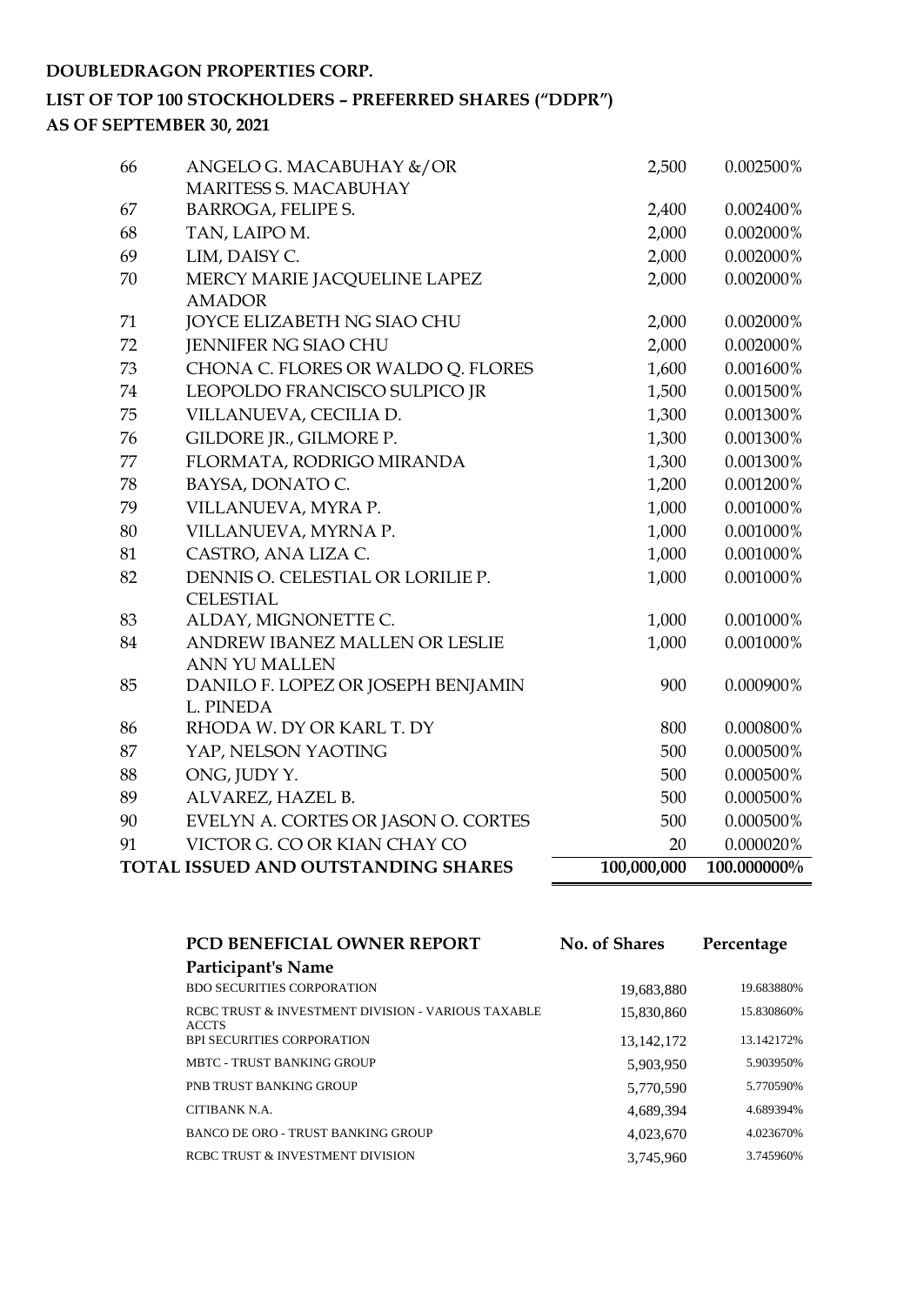**DOUBLEDRAGON PROPERTIES CORP.**

**LIST OF TOP 100 STOCKHOLDERS – PREFERRED SHARES ("DDPR")**

**AS OF SEPTEMBER 30, 2021**

| | | | |
|---|---|---|---|
| 66 | ANGELO G. MACABUHAY &/OR MARITESS S. MACABUHAY | 2,500 | 0.002500% |
| 67 | BARROGA, FELIPE S. | 2,400 | 0.002400% |
| 68 | TAN, LAIPO M. | 2,000 | 0.002000% |
| 69 | LIM, DAISY C. | 2,000 | 0.002000% |
| 70 | MERCY MARIE JACQUELINE LAPEZ AMADOR | 2,000 | 0.002000% |
| 71 | JOYCE ELIZABETH NG SIAO CHU | 2,000 | 0.002000% |
| 72 | JENNIFER NG SIAO CHU | 2,000 | 0.002000% |
| 73 | CHONA C. FLORES OR WALDO Q. FLORES | 1,600 | 0.001600% |
| 74 | LEOPOLDO FRANCISCO SULPICO JR | 1,500 | 0.001500% |
| 75 | VILLANUEVA, CECILIA D. | 1,300 | 0.001300% |
| 76 | GILDORE JR., GILMORE P. | 1,300 | 0.001300% |
| 77 | FLORMATA, RODRIGO MIRANDA | 1,300 | 0.001300% |
| 78 | BAYSA, DONATO C. | 1,200 | 0.001200% |
| 79 | VILLANUEVA, MYRA P. | 1,000 | 0.001000% |
| 80 | VILLANUEVA, MYRNA P. | 1,000 | 0.001000% |
| 81 | CASTRO, ANA LIZA C. | 1,000 | 0.001000% |
| 82 | DENNIS O. CELESTIAL OR LORILIE P. CELESTIAL | 1,000 | 0.001000% |
| 83 | ALDAY, MIGNONETTE C. | 1,000 | 0.001000% |
| 84 | ANDREW IBANEZ MALLEN OR LESLIE ANN YU MALLEN | 1,000 | 0.001000% |
| 85 | DANILO F. LOPEZ OR JOSEPH BENJAMIN L. PINEDA | 900 | 0.000900% |
| 86 | RHODA W. DY OR KARL T. DY | 800 | 0.000800% |
| 87 | YAP, NELSON YAOTING | 500 | 0.000500% |
| 88 | ONG, JUDY Y. | 500 | 0.000500% |
| 89 | ALVAREZ, HAZEL B. | 500 | 0.000500% |
| 90 | EVELYN A. CORTES OR JASON O. CORTES | 500 | 0.000500% |
| 91 | VICTOR G. CO OR KIAN CHAY CO | 20 | 0.000020% |
| **TOTAL ISSUED AND OUTSTANDING SHARES** | | **100,000,000** | **100.000000%** |

| **PCD BENEFICIAL OWNER REPORT** | **No. of Shares** | **Percentage** |
|---|---|---|
| **Participant's Name** | | |
| BDO SECURITIES CORPORATION | 19,683,880 | 19.683880% |
| RCBC TRUST & INVESTMENT DIVISION - VARIOUS TAXABLE ACCTS | 15,830,860 | 15.830860% |
| BPI SECURITIES CORPORATION | 13,142,172 | 13.142172% |
| MBTC - TRUST BANKING GROUP | 5,903,950 | 5.903950% |
| PNB TRUST BANKING GROUP | 5,770,590 | 5.770590% |
| CITIBANK N.A. | 4,689,394 | 4.689394% |
| BANCO DE ORO - TRUST BANKING GROUP | 4,023,670 | 4.023670% |
| RCBC TRUST & INVESTMENT DIVISION | 3,745,960 | 3.745960% |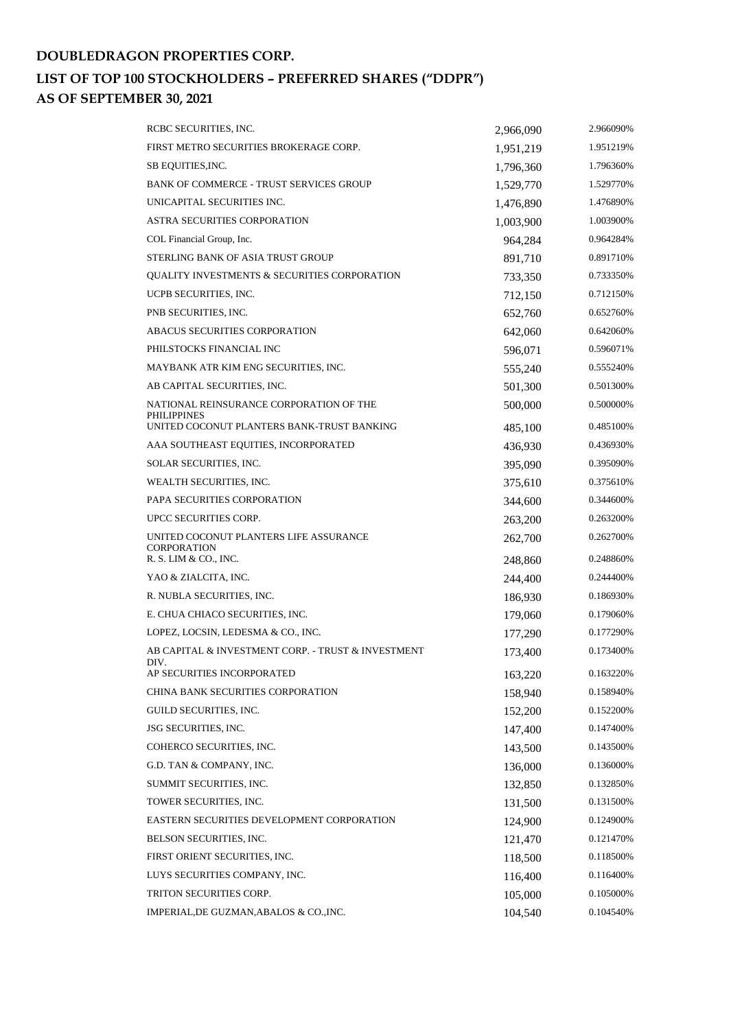**DOUBLEDRAGON PROPERTIES CORP.**

**LIST OF TOP 100 STOCKHOLDERS – PREFERRED SHARES ("DDPR")**

**AS OF SEPTEMBER 30, 2021**

| | | |
|---|---|---|
| RCBC SECURITIES, INC. | 2,966,090 | 2.966090% |
| FIRST METRO SECURITIES BROKERAGE CORP. | 1,951,219 | 1.951219% |
| SB EQUITIES,INC. | 1,796,360 | 1.796360% |
| BANK OF COMMERCE - TRUST SERVICES GROUP | 1,529,770 | 1.529770% |
| UNICAPITAL SECURITIES INC. | 1,476,890 | 1.476890% |
| ASTRA SECURITIES CORPORATION | 1,003,900 | 1.003900% |
| COL Financial Group, Inc. | 964,284 | 0.964284% |
| STERLING BANK OF ASIA TRUST GROUP | 891,710 | 0.891710% |
| QUALITY INVESTMENTS & SECURITIES CORPORATION | 733,350 | 0.733350% |
| UCPB SECURITIES, INC. | 712,150 | 0.712150% |
| PNB SECURITIES, INC. | 652,760 | 0.652760% |
| ABACUS SECURITIES CORPORATION | 642,060 | 0.642060% |
| PHILSTOCKS FINANCIAL INC | 596,071 | 0.596071% |
| MAYBANK ATR KIM ENG SECURITIES, INC. | 555,240 | 0.555240% |
| AB CAPITAL SECURITIES, INC. | 501,300 | 0.501300% |
| NATIONAL REINSURANCE CORPORATION OF THE PHILIPPINES | 500,000 | 0.500000% |
| UNITED COCONUT PLANTERS BANK-TRUST BANKING | 485,100 | 0.485100% |
| AAA SOUTHEAST EQUITIES, INCORPORATED | 436,930 | 0.436930% |
| SOLAR SECURITIES, INC. | 395,090 | 0.395090% |
| WEALTH SECURITIES, INC. | 375,610 | 0.375610% |
| PAPA SECURITIES CORPORATION | 344,600 | 0.344600% |
| UPCC SECURITIES CORP. | 263,200 | 0.263200% |
| UNITED COCONUT PLANTERS LIFE ASSURANCE CORPORATION | 262,700 | 0.262700% |
| R. S. LIM & CO., INC. | 248,860 | 0.248860% |
| YAO & ZIALCITA, INC. | 244,400 | 0.244400% |
| R. NUBLA SECURITIES, INC. | 186,930 | 0.186930% |
| E. CHUA CHIACO SECURITIES, INC. | 179,060 | 0.179060% |
| LOPEZ, LOCSIN, LEDESMA & CO., INC. | 177,290 | 0.177290% |
| AB CAPITAL & INVESTMENT CORP. - TRUST & INVESTMENT DIV. | 173,400 | 0.173400% |
| AP SECURITIES INCORPORATED | 163,220 | 0.163220% |
| CHINA BANK SECURITIES CORPORATION | 158,940 | 0.158940% |
| GUILD SECURITIES, INC. | 152,200 | 0.152200% |
| JSG SECURITIES, INC. | 147,400 | 0.147400% |
| COHERCO SECURITIES, INC. | 143,500 | 0.143500% |
| G.D. TAN & COMPANY, INC. | 136,000 | 0.136000% |
| SUMMIT SECURITIES, INC. | 132,850 | 0.132850% |
| TOWER SECURITIES, INC. | 131,500 | 0.131500% |
| EASTERN SECURITIES DEVELOPMENT CORPORATION | 124,900 | 0.124900% |
| BELSON SECURITIES, INC. | 121,470 | 0.121470% |
| FIRST ORIENT SECURITIES, INC. | 118,500 | 0.118500% |
| LUYS SECURITIES COMPANY, INC. | 116,400 | 0.116400% |
| TRITON SECURITIES CORP. | 105,000 | 0.105000% |
| IMPERIAL,DE GUZMAN,ABALOS & CO.,INC. | 104,540 | 0.104540% |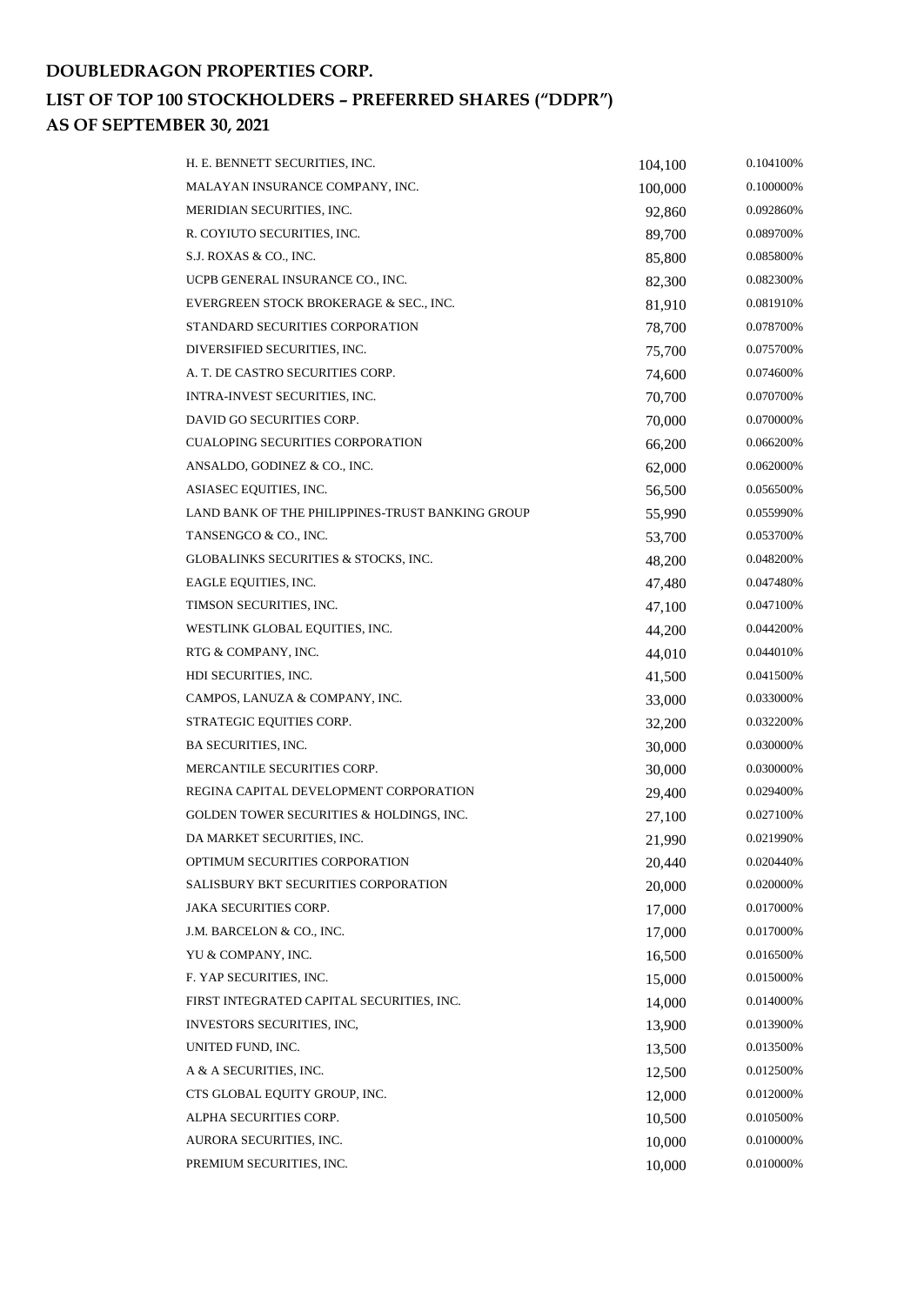**DOUBLEDRAGON PROPERTIES CORP.**

**LIST OF TOP 100 STOCKHOLDERS – PREFERRED SHARES ("DDPR")**

**AS OF SEPTEMBER 30, 2021**

| | | |
|---|---|---|
| H. E. BENNETT SECURITIES, INC. | 104,100 | 0.104100% |
| MALAYAN INSURANCE COMPANY, INC. | 100,000 | 0.100000% |
| MERIDIAN SECURITIES, INC. | 92,860 | 0.092860% |
| R. COYIUTO SECURITIES, INC. | 89,700 | 0.089700% |
| S.J. ROXAS & CO., INC. | 85,800 | 0.085800% |
| UCPB GENERAL INSURANCE CO., INC. | 82,300 | 0.082300% |
| EVERGREEN STOCK BROKERAGE & SEC., INC. | 81,910 | 0.081910% |
| STANDARD SECURITIES CORPORATION | 78,700 | 0.078700% |
| DIVERSIFIED SECURITIES, INC. | 75,700 | 0.075700% |
| A. T. DE CASTRO SECURITIES CORP. | 74,600 | 0.074600% |
| INTRA-INVEST SECURITIES, INC. | 70,700 | 0.070700% |
| DAVID GO SECURITIES CORP. | 70,000 | 0.070000% |
| CUALOPING SECURITIES CORPORATION | 66,200 | 0.066200% |
| ANSALDO, GODINEZ & CO., INC. | 62,000 | 0.062000% |
| ASIASEC EQUITIES, INC. | 56,500 | 0.056500% |
| LAND BANK OF THE PHILIPPINES-TRUST BANKING GROUP | 55,990 | 0.055990% |
| TANSENGCO & CO., INC. | 53,700 | 0.053700% |
| GLOBALINKS SECURITIES & STOCKS, INC. | 48,200 | 0.048200% |
| EAGLE EQUITIES, INC. | 47,480 | 0.047480% |
| TIMSON SECURITIES, INC. | 47,100 | 0.047100% |
| WESTLINK GLOBAL EQUITIES, INC. | 44,200 | 0.044200% |
| RTG & COMPANY, INC. | 44,010 | 0.044010% |
| HDI SECURITIES, INC. | 41,500 | 0.041500% |
| CAMPOS, LANUZA & COMPANY, INC. | 33,000 | 0.033000% |
| STRATEGIC EQUITIES CORP. | 32,200 | 0.032200% |
| BA SECURITIES, INC. | 30,000 | 0.030000% |
| MERCANTILE SECURITIES CORP. | 30,000 | 0.030000% |
| REGINA CAPITAL DEVELOPMENT CORPORATION | 29,400 | 0.029400% |
| GOLDEN TOWER SECURITIES & HOLDINGS, INC. | 27,100 | 0.027100% |
| DA MARKET SECURITIES, INC. | 21,990 | 0.021990% |
| OPTIMUM SECURITIES CORPORATION | 20,440 | 0.020440% |
| SALISBURY BKT SECURITIES CORPORATION | 20,000 | 0.020000% |
| JAKA SECURITIES CORP. | 17,000 | 0.017000% |
| J.M. BARCELON & CO., INC. | 17,000 | 0.017000% |
| YU & COMPANY, INC. | 16,500 | 0.016500% |
| F. YAP SECURITIES, INC. | 15,000 | 0.015000% |
| FIRST INTEGRATED CAPITAL SECURITIES, INC. | 14,000 | 0.014000% |
| INVESTORS SECURITIES, INC, | 13,900 | 0.013900% |
| UNITED FUND, INC. | 13,500 | 0.013500% |
| A & A SECURITIES, INC. | 12,500 | 0.012500% |
| CTS GLOBAL EQUITY GROUP, INC. | 12,000 | 0.012000% |
| ALPHA SECURITIES CORP. | 10,500 | 0.010500% |
| AURORA SECURITIES, INC. | 10,000 | 0.010000% |
| PREMIUM SECURITIES, INC. | 10,000 | 0.010000% |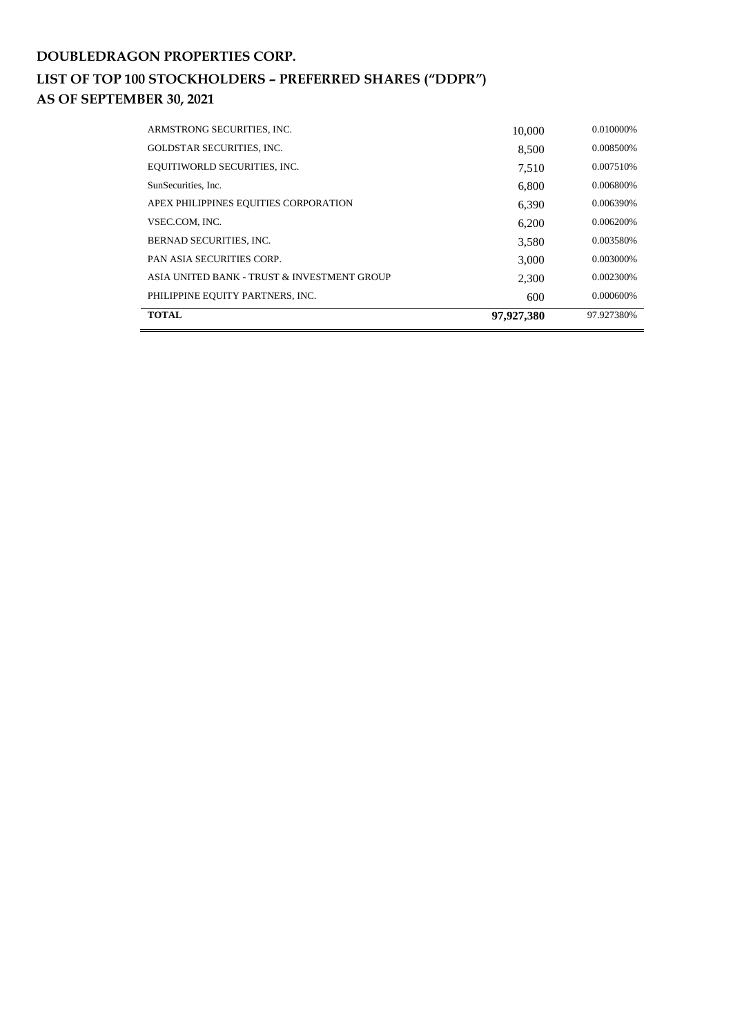**DOUBLEDRAGON PROPERTIES CORP.**

**LIST OF TOP 100 STOCKHOLDERS – PREFERRED SHARES ("DDPR")**

**AS OF SEPTEMBER 30, 2021**

| | | |
|---|---|---|
| ARMSTRONG SECURITIES, INC. | 10,000 | 0.010000% |
| GOLDSTAR SECURITIES, INC. | 8,500 | 0.008500% |
| EQUITIWORLD SECURITIES, INC. | 7,510 | 0.007510% |
| SunSecurities, Inc. | 6,800 | 0.006800% |
| APEX PHILIPPINES EQUITIES CORPORATION | 6,390 | 0.006390% |
| VSEC.COM, INC. | 6,200 | 0.006200% |
| BERNAD SECURITIES, INC. | 3,580 | 0.003580% |
| PAN ASIA SECURITIES CORP. | 3,000 | 0.003000% |
| ASIA UNITED BANK - TRUST & INVESTMENT GROUP | 2,300 | 0.002300% |
| PHILIPPINE EQUITY PARTNERS, INC. | 600 | 0.000600% |
| **TOTAL** | **97,927,380** | 97.927380% |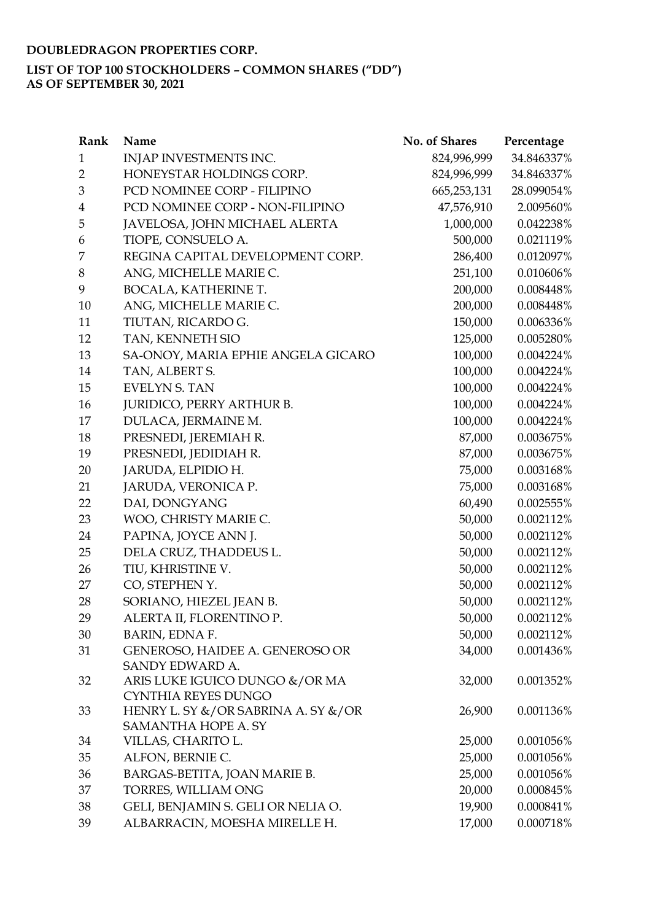**DOUBLEDRAGON PROPERTIES CORP.**

**LIST OF TOP 100 STOCKHOLDERS – COMMON SHARES ("DD")**
**AS OF SEPTEMBER 30, 2021**

| Rank | Name | No. of Shares | Percentage |
|---|---|---|---|
| 1 | INJAP INVESTMENTS INC. | 824,996,999 | 34.846337% |
| 2 | HONEYSTAR HOLDINGS CORP. | 824,996,999 | 34.846337% |
| 3 | PCD NOMINEE CORP - FILIPINO | 665,253,131 | 28.099054% |
| 4 | PCD NOMINEE CORP - NON-FILIPINO | 47,576,910 | 2.009560% |
| 5 | JAVELOSA, JOHN MICHAEL ALERTA | 1,000,000 | 0.042238% |
| 6 | TIOPE, CONSUELO A. | 500,000 | 0.021119% |
| 7 | REGINA CAPITAL DEVELOPMENT CORP. | 286,400 | 0.012097% |
| 8 | ANG, MICHELLE MARIE C. | 251,100 | 0.010606% |
| 9 | BOCALA, KATHERINE T. | 200,000 | 0.008448% |
| 10 | ANG, MICHELLE MARIE C. | 200,000 | 0.008448% |
| 11 | TIUTAN, RICARDO G. | 150,000 | 0.006336% |
| 12 | TAN, KENNETH SIO | 125,000 | 0.005280% |
| 13 | SA-ONOY, MARIA EPHIE ANGELA GICARO | 100,000 | 0.004224% |
| 14 | TAN, ALBERT S. | 100,000 | 0.004224% |
| 15 | EVELYN S. TAN | 100,000 | 0.004224% |
| 16 | JURIDICO, PERRY ARTHUR B. | 100,000 | 0.004224% |
| 17 | DULACA, JERMAINE M. | 100,000 | 0.004224% |
| 18 | PRESNEDI, JEREMIAH R. | 87,000 | 0.003675% |
| 19 | PRESNEDI, JEDIDIAH R. | 87,000 | 0.003675% |
| 20 | JARUDA, ELPIDIO H. | 75,000 | 0.003168% |
| 21 | JARUDA, VERONICA P. | 75,000 | 0.003168% |
| 22 | DAI, DONGYANG | 60,490 | 0.002555% |
| 23 | WOO, CHRISTY MARIE C. | 50,000 | 0.002112% |
| 24 | PAPINA, JOYCE ANN J. | 50,000 | 0.002112% |
| 25 | DELA CRUZ, THADDEUS L. | 50,000 | 0.002112% |
| 26 | TIU, KHRISTINE V. | 50,000 | 0.002112% |
| 27 | CO, STEPHEN Y. | 50,000 | 0.002112% |
| 28 | SORIANO, HIEZEL JEAN B. | 50,000 | 0.002112% |
| 29 | ALERTA II, FLORENTINO P. | 50,000 | 0.002112% |
| 30 | BARIN, EDNA F. | 50,000 | 0.002112% |
| 31 | GENEROSO, HAIDEE A. GENEROSO OR SANDY EDWARD A. | 34,000 | 0.001436% |
| 32 | ARIS LUKE IGUICO DUNGO &/OR MA CYNTHIA REYES DUNGO | 32,000 | 0.001352% |
| 33 | HENRY L. SY &/OR SABRINA A. SY &/OR SAMANTHA HOPE A. SY | 26,900 | 0.001136% |
| 34 | VILLAS, CHARITO L. | 25,000 | 0.001056% |
| 35 | ALFON, BERNIE C. | 25,000 | 0.001056% |
| 36 | BARGAS-BETITA, JOAN MARIE B. | 25,000 | 0.001056% |
| 37 | TORRES, WILLIAM ONG | 20,000 | 0.000845% |
| 38 | GELI, BENJAMIN S. GELI OR NELIA O. | 19,900 | 0.000841% |
| 39 | ALBARRACIN, MOESHA MIRELLE H. | 17,000 | 0.000718% |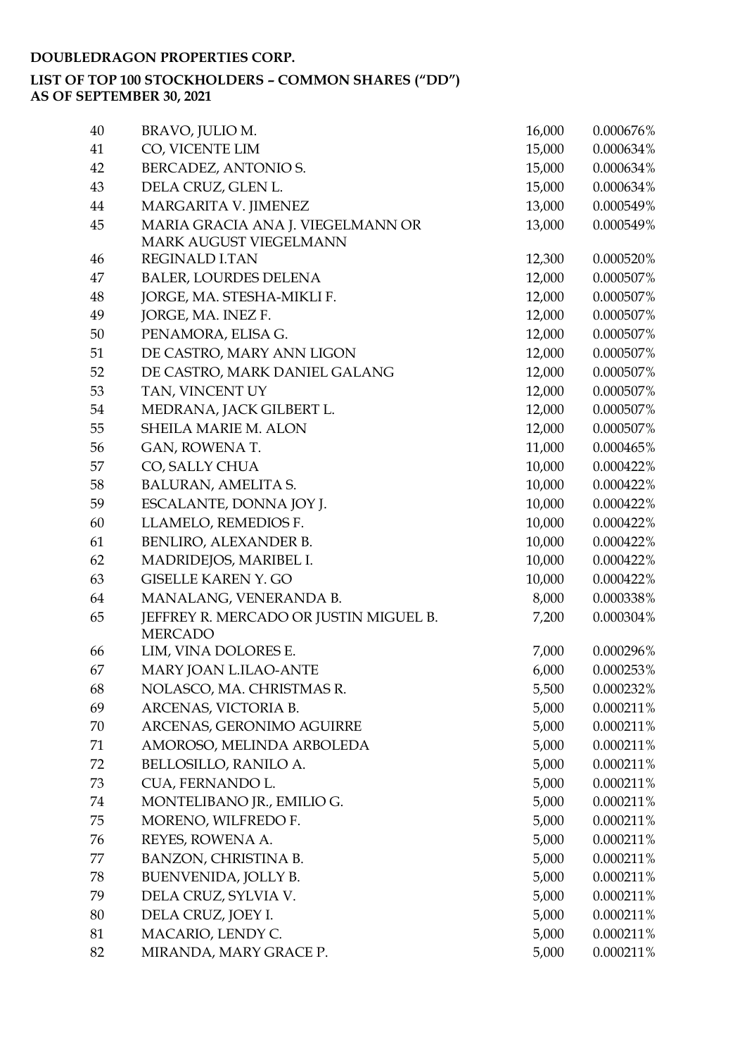**DOUBLEDRAGON PROPERTIES CORP.**

**LIST OF TOP 100 STOCKHOLDERS – COMMON SHARES ("DD")**
**AS OF SEPTEMBER 30, 2021**

| | | | |
|---|---|---|---|
| 40 | BRAVO, JULIO M. | 16,000 | 0.000676% |
| 41 | CO, VICENTE LIM | 15,000 | 0.000634% |
| 42 | BERCADEZ, ANTONIO S. | 15,000 | 0.000634% |
| 43 | DELA CRUZ, GLEN L. | 15,000 | 0.000634% |
| 44 | MARGARITA V. JIMENEZ | 13,000 | 0.000549% |
| 45 | MARIA GRACIA ANA J. VIEGELMANN OR MARK AUGUST VIEGELMANN | 13,000 | 0.000549% |
| 46 | REGINALD I.TAN | 12,300 | 0.000520% |
| 47 | BALER, LOURDES DELENA | 12,000 | 0.000507% |
| 48 | JORGE, MA. STESHA-MIKLI F. | 12,000 | 0.000507% |
| 49 | JORGE, MA. INEZ F. | 12,000 | 0.000507% |
| 50 | PENAMORA, ELISA G. | 12,000 | 0.000507% |
| 51 | DE CASTRO, MARY ANN LIGON | 12,000 | 0.000507% |
| 52 | DE CASTRO, MARK DANIEL GALANG | 12,000 | 0.000507% |
| 53 | TAN, VINCENT UY | 12,000 | 0.000507% |
| 54 | MEDRANA, JACK GILBERT L. | 12,000 | 0.000507% |
| 55 | SHEILA MARIE M. ALON | 12,000 | 0.000507% |
| 56 | GAN, ROWENA T. | 11,000 | 0.000465% |
| 57 | CO, SALLY CHUA | 10,000 | 0.000422% |
| 58 | BALURAN, AMELITA S. | 10,000 | 0.000422% |
| 59 | ESCALANTE, DONNA JOY J. | 10,000 | 0.000422% |
| 60 | LLAMELO, REMEDIOS F. | 10,000 | 0.000422% |
| 61 | BENLIRO, ALEXANDER B. | 10,000 | 0.000422% |
| 62 | MADRIDEJOS, MARIBEL I. | 10,000 | 0.000422% |
| 63 | GISELLE KAREN Y. GO | 10,000 | 0.000422% |
| 64 | MANALANG, VENERANDA B. | 8,000 | 0.000338% |
| 65 | JEFFREY R. MERCADO OR JUSTIN MIGUEL B. MERCADO | 7,200 | 0.000304% |
| 66 | LIM, VINA DOLORES E. | 7,000 | 0.000296% |
| 67 | MARY JOAN L.ILAO-ANTE | 6,000 | 0.000253% |
| 68 | NOLASCO, MA. CHRISTMAS R. | 5,500 | 0.000232% |
| 69 | ARCENAS, VICTORIA B. | 5,000 | 0.000211% |
| 70 | ARCENAS, GERONIMO AGUIRRE | 5,000 | 0.000211% |
| 71 | AMOROSO, MELINDA ARBOLEDA | 5,000 | 0.000211% |
| 72 | BELLOSILLO, RANILO A. | 5,000 | 0.000211% |
| 73 | CUA, FERNANDO L. | 5,000 | 0.000211% |
| 74 | MONTELIBANO JR., EMILIO G. | 5,000 | 0.000211% |
| 75 | MORENO, WILFREDO F. | 5,000 | 0.000211% |
| 76 | REYES, ROWENA A. | 5,000 | 0.000211% |
| 77 | BANZON, CHRISTINA B. | 5,000 | 0.000211% |
| 78 | BUENVENIDA, JOLLY B. | 5,000 | 0.000211% |
| 79 | DELA CRUZ, SYLVIA V. | 5,000 | 0.000211% |
| 80 | DELA CRUZ, JOEY I. | 5,000 | 0.000211% |
| 81 | MACARIO, LENDY C. | 5,000 | 0.000211% |
| 82 | MIRANDA, MARY GRACE P. | 5,000 | 0.000211% |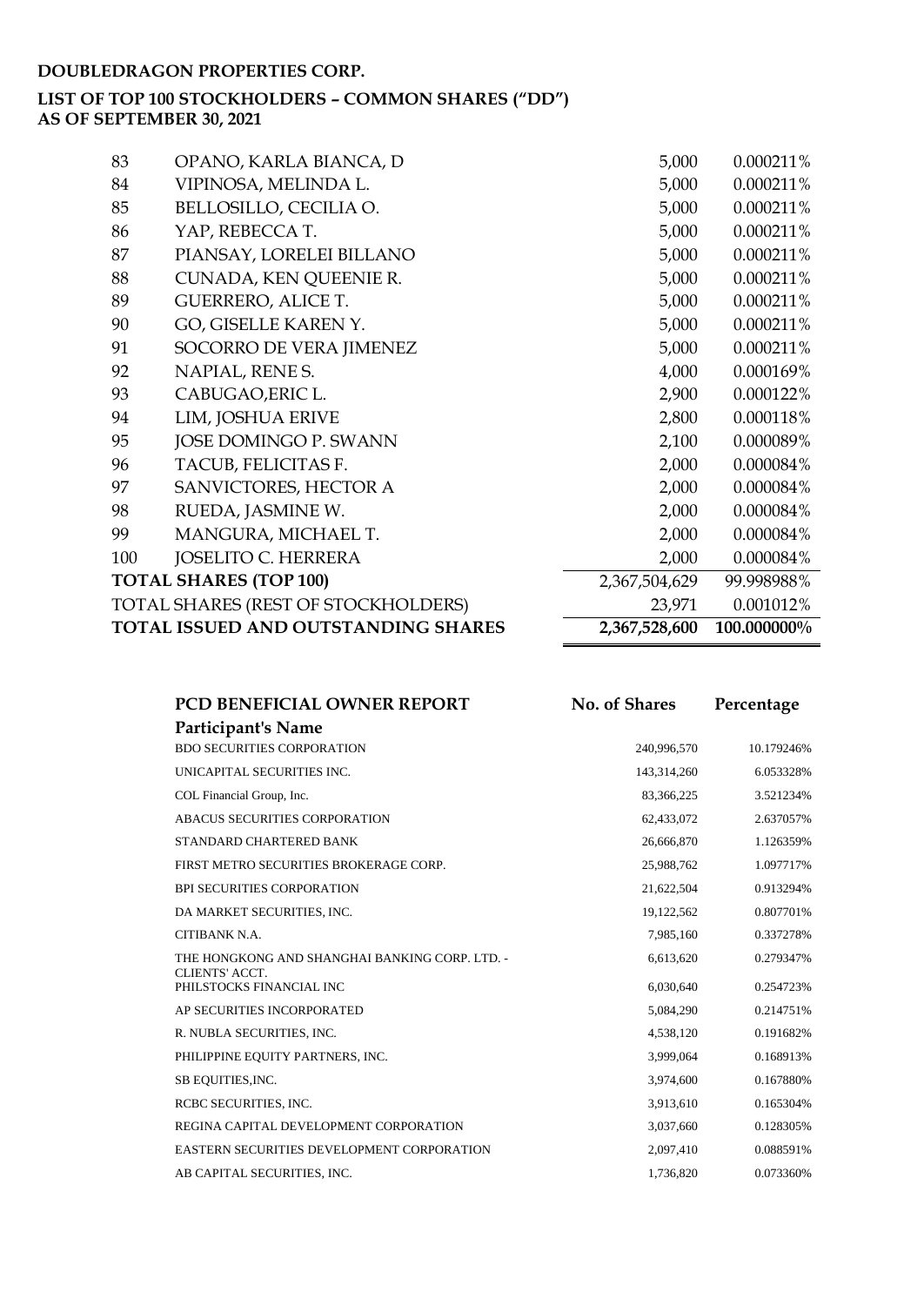**DOUBLEDRAGON PROPERTIES CORP.**

**LIST OF TOP 100 STOCKHOLDERS – COMMON SHARES ("DD")**
**AS OF SEPTEMBER 30, 2021**

| | | | |
|---|---|---|---|
| 83 | OPANO, KARLA BIANCA, D | 5,000 | 0.000211% |
| 84 | VIPINOSA, MELINDA L. | 5,000 | 0.000211% |
| 85 | BELLOSILLO, CECILIA O. | 5,000 | 0.000211% |
| 86 | YAP, REBECCA T. | 5,000 | 0.000211% |
| 87 | PIANSAY, LORELEI BILLANO | 5,000 | 0.000211% |
| 88 | CUNADA, KEN QUEENIE R. | 5,000 | 0.000211% |
| 89 | GUERRERO, ALICE T. | 5,000 | 0.000211% |
| 90 | GO, GISELLE KAREN Y. | 5,000 | 0.000211% |
| 91 | SOCORRO DE VERA JIMENEZ | 5,000 | 0.000211% |
| 92 | NAPIAL, RENE S. | 4,000 | 0.000169% |
| 93 | CABUGAO,ERIC L. | 2,900 | 0.000122% |
| 94 | LIM, JOSHUA ERIVE | 2,800 | 0.000118% |
| 95 | JOSE DOMINGO P. SWANN | 2,100 | 0.000089% |
| 96 | TACUB, FELICITAS F. | 2,000 | 0.000084% |
| 97 | SANVICTORES, HECTOR A | 2,000 | 0.000084% |
| 98 | RUEDA, JASMINE W. | 2,000 | 0.000084% |
| 99 | MANGURA, MICHAEL T. | 2,000 | 0.000084% |
| 100 | JOSELITO C. HERRERA | 2,000 | 0.000084% |
| **TOTAL SHARES (TOP 100)** | | **2,367,504,629** | **99.998988%** |
| TOTAL SHARES (REST OF STOCKHOLDERS) | | 23,971 | 0.001012% |
| **TOTAL ISSUED AND OUTSTANDING SHARES** | | **2,367,528,600** | **100.000000%** |

| **PCD BENEFICIAL OWNER REPORT** | **No. of Shares** | **Percentage** |
|---|---|---|
| **Participant's Name** | | |
| BDO SECURITIES CORPORATION | 240,996,570 | 10.179246% |
| UNICAPITAL SECURITIES INC. | 143,314,260 | 6.053328% |
| COL Financial Group, Inc. | 83,366,225 | 3.521234% |
| ABACUS SECURITIES CORPORATION | 62,433,072 | 2.637057% |
| STANDARD CHARTERED BANK | 26,666,870 | 1.126359% |
| FIRST METRO SECURITIES BROKERAGE CORP. | 25,988,762 | 1.097717% |
| BPI SECURITIES CORPORATION | 21,622,504 | 0.913294% |
| DA MARKET SECURITIES, INC. | 19,122,562 | 0.807701% |
| CITIBANK N.A. | 7,985,160 | 0.337278% |
| THE HONGKONG AND SHANGHAI BANKING CORP. LTD. - CLIENTS' ACCT. | 6,613,620 | 0.279347% |
| PHILSTOCKS FINANCIAL INC | 6,030,640 | 0.254723% |
| AP SECURITIES INCORPORATED | 5,084,290 | 0.214751% |
| R. NUBLA SECURITIES, INC. | 4,538,120 | 0.191682% |
| PHILIPPINE EQUITY PARTNERS, INC. | 3,999,064 | 0.168913% |
| SB EQUITIES,INC. | 3,974,600 | 0.167880% |
| RCBC SECURITIES, INC. | 3,913,610 | 0.165304% |
| REGINA CAPITAL DEVELOPMENT CORPORATION | 3,037,660 | 0.128305% |
| EASTERN SECURITIES DEVELOPMENT CORPORATION | 2,097,410 | 0.088591% |
| AB CAPITAL SECURITIES, INC. | 1,736,820 | 0.073360% |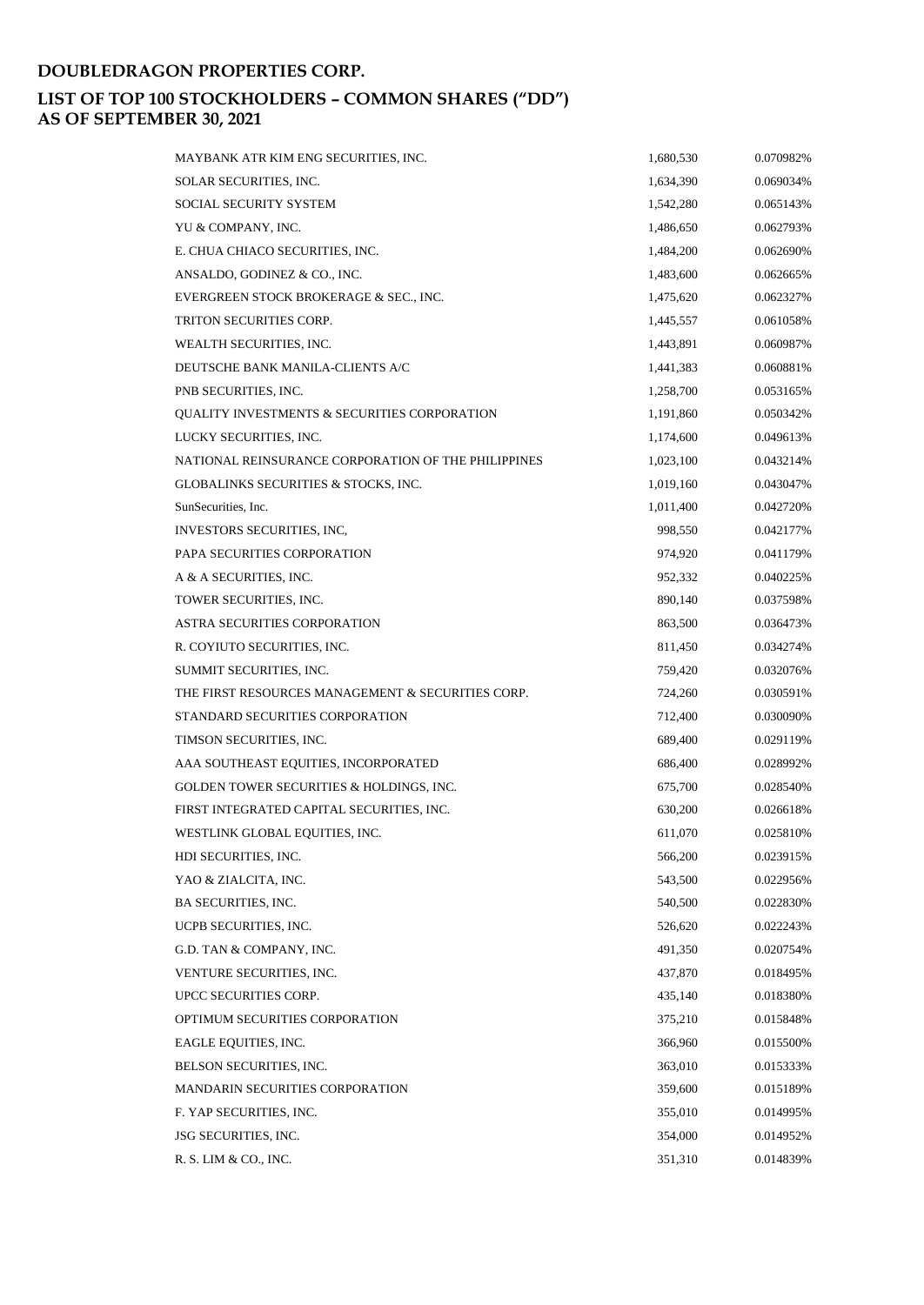# DOUBLEDRAGON PROPERTIES CORP.

## LIST OF TOP 100 STOCKHOLDERS – COMMON SHARES ("DD")
## AS OF SEPTEMBER 30, 2021

| | | |
|---|---|---|
| MAYBANK ATR KIM ENG SECURITIES, INC. | 1,680,530 | 0.070982% |
| SOLAR SECURITIES, INC. | 1,634,390 | 0.069034% |
| SOCIAL SECURITY SYSTEM | 1,542,280 | 0.065143% |
| YU & COMPANY, INC. | 1,486,650 | 0.062793% |
| E. CHUA CHIACO SECURITIES, INC. | 1,484,200 | 0.062690% |
| ANSALDO, GODINEZ & CO., INC. | 1,483,600 | 0.062665% |
| EVERGREEN STOCK BROKERAGE & SEC., INC. | 1,475,620 | 0.062327% |
| TRITON SECURITIES CORP. | 1,445,557 | 0.061058% |
| WEALTH SECURITIES, INC. | 1,443,891 | 0.060987% |
| DEUTSCHE BANK MANILA-CLIENTS A/C | 1,441,383 | 0.060881% |
| PNB SECURITIES, INC. | 1,258,700 | 0.053165% |
| QUALITY INVESTMENTS & SECURITIES CORPORATION | 1,191,860 | 0.050342% |
| LUCKY SECURITIES, INC. | 1,174,600 | 0.049613% |
| NATIONAL REINSURANCE CORPORATION OF THE PHILIPPINES | 1,023,100 | 0.043214% |
| GLOBALINKS SECURITIES & STOCKS, INC. | 1,019,160 | 0.043047% |
| SunSecurities, Inc. | 1,011,400 | 0.042720% |
| INVESTORS SECURITIES, INC, | 998,550 | 0.042177% |
| PAPA SECURITIES CORPORATION | 974,920 | 0.041179% |
| A & A SECURITIES, INC. | 952,332 | 0.040225% |
| TOWER SECURITIES, INC. | 890,140 | 0.037598% |
| ASTRA SECURITIES CORPORATION | 863,500 | 0.036473% |
| R. COYIUTO SECURITIES, INC. | 811,450 | 0.034274% |
| SUMMIT SECURITIES, INC. | 759,420 | 0.032076% |
| THE FIRST RESOURCES MANAGEMENT & SECURITIES CORP. | 724,260 | 0.030591% |
| STANDARD SECURITIES CORPORATION | 712,400 | 0.030090% |
| TIMSON SECURITIES, INC. | 689,400 | 0.029119% |
| AAA SOUTHEAST EQUITIES, INCORPORATED | 686,400 | 0.028992% |
| GOLDEN TOWER SECURITIES & HOLDINGS, INC. | 675,700 | 0.028540% |
| FIRST INTEGRATED CAPITAL SECURITIES, INC. | 630,200 | 0.026618% |
| WESTLINK GLOBAL EQUITIES, INC. | 611,070 | 0.025810% |
| HDI SECURITIES, INC. | 566,200 | 0.023915% |
| YAO & ZIALCITA, INC. | 543,500 | 0.022956% |
| BA SECURITIES, INC. | 540,500 | 0.022830% |
| UCPB SECURITIES, INC. | 526,620 | 0.022243% |
| G.D. TAN & COMPANY, INC. | 491,350 | 0.020754% |
| VENTURE SECURITIES, INC. | 437,870 | 0.018495% |
| UPCC SECURITIES CORP. | 435,140 | 0.018380% |
| OPTIMUM SECURITIES CORPORATION | 375,210 | 0.015848% |
| EAGLE EQUITIES, INC. | 366,960 | 0.015500% |
| BELSON SECURITIES, INC. | 363,010 | 0.015333% |
| MANDARIN SECURITIES CORPORATION | 359,600 | 0.015189% |
| F. YAP SECURITIES, INC. | 355,010 | 0.014995% |
| JSG SECURITIES, INC. | 354,000 | 0.014952% |
| R. S. LIM & CO., INC. | 351,310 | 0.014839% |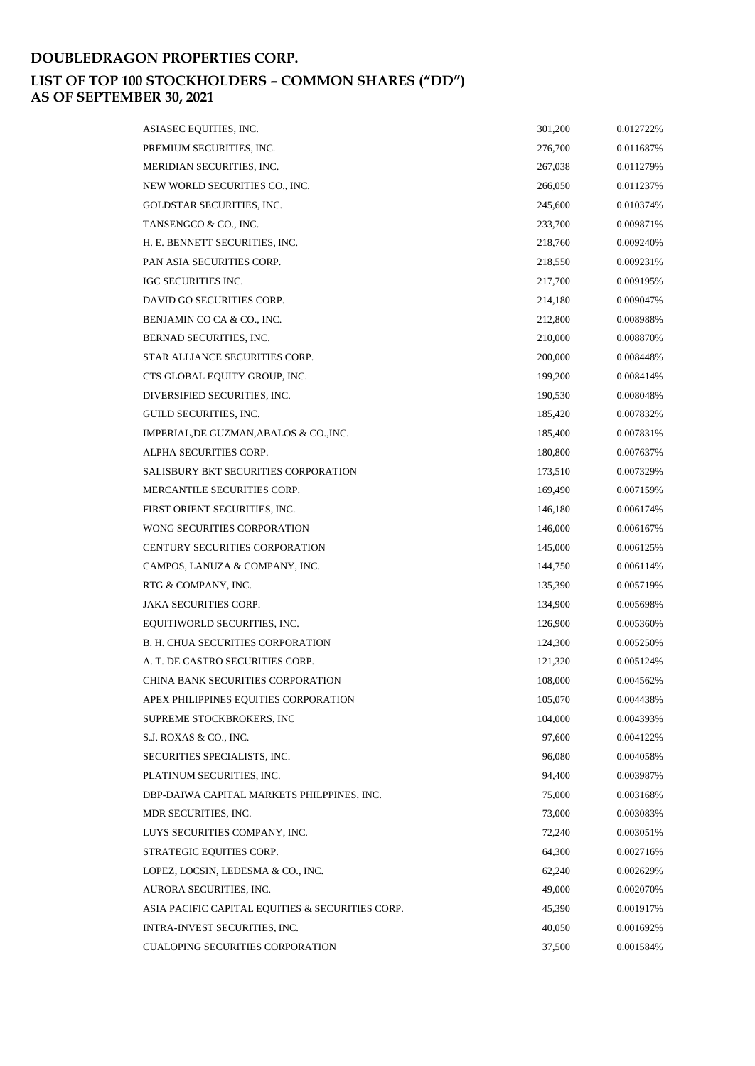# DOUBLEDRAGON PROPERTIES CORP.

## LIST OF TOP 100 STOCKHOLDERS – COMMON SHARES ("DD") AS OF SEPTEMBER 30, 2021

| | | |
|---|---|---|
| ASIASEC EQUITIES, INC. | 301,200 | 0.012722% |
| PREMIUM SECURITIES, INC. | 276,700 | 0.011687% |
| MERIDIAN SECURITIES, INC. | 267,038 | 0.011279% |
| NEW WORLD SECURITIES CO., INC. | 266,050 | 0.011237% |
| GOLDSTAR SECURITIES, INC. | 245,600 | 0.010374% |
| TANSENGCO & CO., INC. | 233,700 | 0.009871% |
| H. E. BENNETT SECURITIES, INC. | 218,760 | 0.009240% |
| PAN ASIA SECURITIES CORP. | 218,550 | 0.009231% |
| IGC SECURITIES INC. | 217,700 | 0.009195% |
| DAVID GO SECURITIES CORP. | 214,180 | 0.009047% |
| BENJAMIN CO CA & CO., INC. | 212,800 | 0.008988% |
| BERNAD SECURITIES, INC. | 210,000 | 0.008870% |
| STAR ALLIANCE SECURITIES CORP. | 200,000 | 0.008448% |
| CTS GLOBAL EQUITY GROUP, INC. | 199,200 | 0.008414% |
| DIVERSIFIED SECURITIES, INC. | 190,530 | 0.008048% |
| GUILD SECURITIES, INC. | 185,420 | 0.007832% |
| IMPERIAL,DE GUZMAN,ABALOS & CO.,INC. | 185,400 | 0.007831% |
| ALPHA SECURITIES CORP. | 180,800 | 0.007637% |
| SALISBURY BKT SECURITIES CORPORATION | 173,510 | 0.007329% |
| MERCANTILE SECURITIES CORP. | 169,490 | 0.007159% |
| FIRST ORIENT SECURITIES, INC. | 146,180 | 0.006174% |
| WONG SECURITIES CORPORATION | 146,000 | 0.006167% |
| CENTURY SECURITIES CORPORATION | 145,000 | 0.006125% |
| CAMPOS, LANUZA & COMPANY, INC. | 144,750 | 0.006114% |
| RTG & COMPANY, INC. | 135,390 | 0.005719% |
| JAKA SECURITIES CORP. | 134,900 | 0.005698% |
| EQUITIWORLD SECURITIES, INC. | 126,900 | 0.005360% |
| B. H. CHUA SECURITIES CORPORATION | 124,300 | 0.005250% |
| A. T. DE CASTRO SECURITIES CORP. | 121,320 | 0.005124% |
| CHINA BANK SECURITIES CORPORATION | 108,000 | 0.004562% |
| APEX PHILIPPINES EQUITIES CORPORATION | 105,070 | 0.004438% |
| SUPREME STOCKBROKERS, INC | 104,000 | 0.004393% |
| S.J. ROXAS & CO., INC. | 97,600 | 0.004122% |
| SECURITIES SPECIALISTS, INC. | 96,080 | 0.004058% |
| PLATINUM SECURITIES, INC. | 94,400 | 0.003987% |
| DBP-DAIWA CAPITAL MARKETS PHILPPINES, INC. | 75,000 | 0.003168% |
| MDR SECURITIES, INC. | 73,000 | 0.003083% |
| LUYS SECURITIES COMPANY, INC. | 72,240 | 0.003051% |
| STRATEGIC EQUITIES CORP. | 64,300 | 0.002716% |
| LOPEZ, LOCSIN, LEDESMA & CO., INC. | 62,240 | 0.002629% |
| AURORA SECURITIES, INC. | 49,000 | 0.002070% |
| ASIA PACIFIC CAPITAL EQUITIES & SECURITIES CORP. | 45,390 | 0.001917% |
| INTRA-INVEST SECURITIES, INC. | 40,050 | 0.001692% |
| CUALOPING SECURITIES CORPORATION | 37,500 | 0.001584% |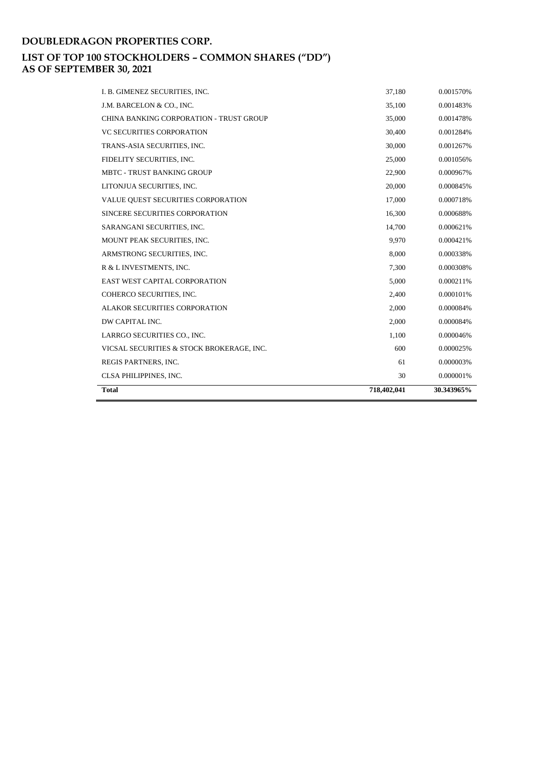# DOUBLEDRAGON PROPERTIES CORP.

## LIST OF TOP 100 STOCKHOLDERS – COMMON SHARES ("DD")
## AS OF SEPTEMBER 30, 2021

| | | |
|---|---|---|
| I. B. GIMENEZ SECURITIES, INC. | 37,180 | 0.001570% |
| J.M. BARCELON & CO., INC. | 35,100 | 0.001483% |
| CHINA BANKING CORPORATION - TRUST GROUP | 35,000 | 0.001478% |
| VC SECURITIES CORPORATION | 30,400 | 0.001284% |
| TRANS-ASIA SECURITIES, INC. | 30,000 | 0.001267% |
| FIDELITY SECURITIES, INC. | 25,000 | 0.001056% |
| MBTC - TRUST BANKING GROUP | 22,900 | 0.000967% |
| LITONJUA SECURITIES, INC. | 20,000 | 0.000845% |
| VALUE QUEST SECURITIES CORPORATION | 17,000 | 0.000718% |
| SINCERE SECURITIES CORPORATION | 16,300 | 0.000688% |
| SARANGANI SECURITIES, INC. | 14,700 | 0.000621% |
| MOUNT PEAK SECURITIES, INC. | 9,970 | 0.000421% |
| ARMSTRONG SECURITIES, INC. | 8,000 | 0.000338% |
| R & L INVESTMENTS, INC. | 7,300 | 0.000308% |
| EAST WEST CAPITAL CORPORATION | 5,000 | 0.000211% |
| COHERCO SECURITIES, INC. | 2,400 | 0.000101% |
| ALAKOR SECURITIES CORPORATION | 2,000 | 0.000084% |
| DW CAPITAL INC. | 2,000 | 0.000084% |
| LARRGO SECURITIES CO., INC. | 1,100 | 0.000046% |
| VICSAL SECURITIES & STOCK BROKERAGE, INC. | 600 | 0.000025% |
| REGIS PARTNERS, INC. | 61 | 0.000003% |
| CLSA PHILIPPINES, INC. | 30 | 0.000001% |
| **Total** | **718,402,041** | **30.343965%** |